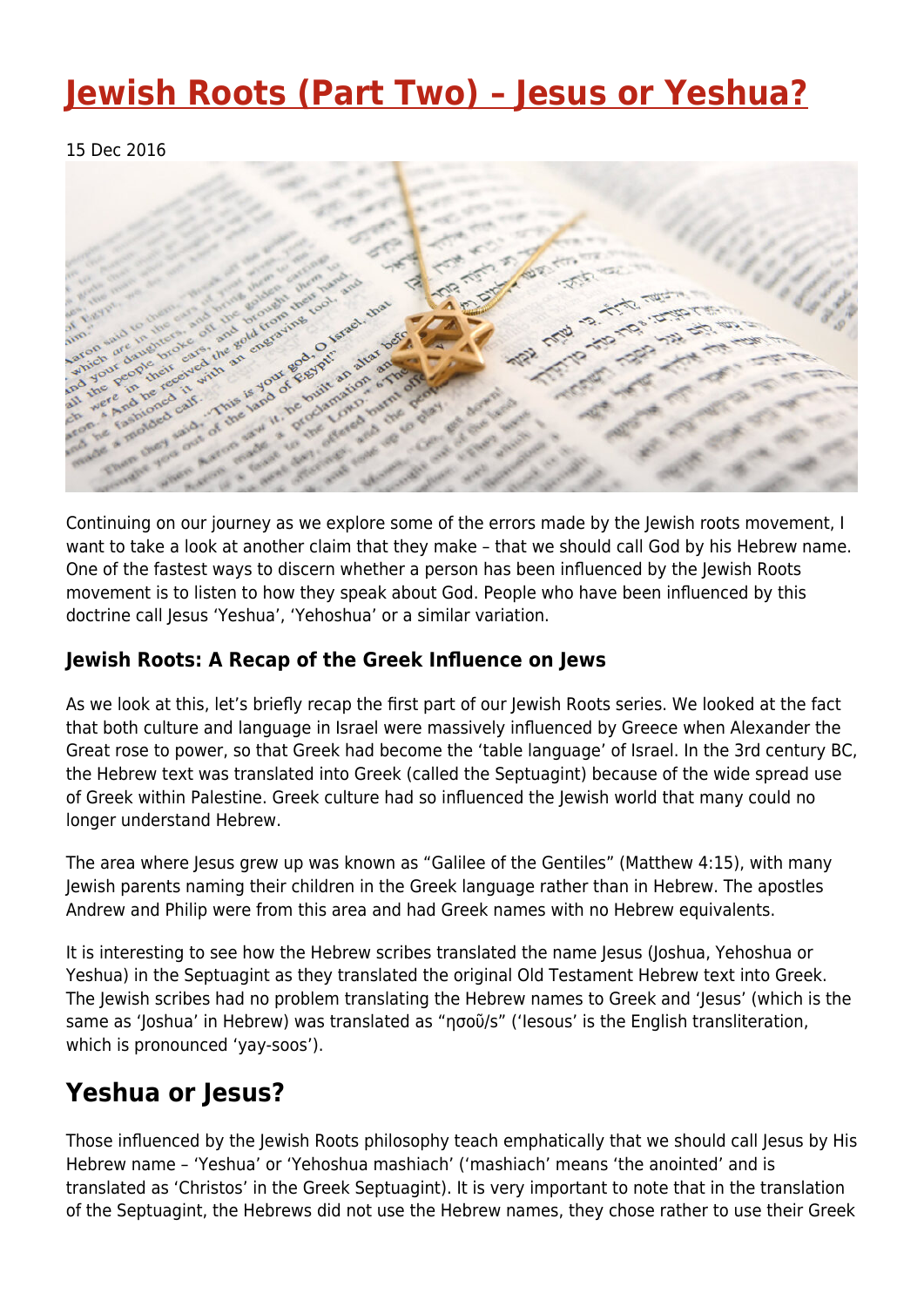# Jewish Roots (Part Two) – Jesus or Yeshua?

15 Dec 2016

Continuing on our journey as we explore some of the errors made by the Jewish roots movement, I want to take a look at another claim that they make – that we should call God by his Hebrew name. One of the fastest ways to discern whether a person has been influenced by the Jewish Roots movement is to listen to how they speak about God. People who have been influenced by this doctrine call Jesus 'Yeshua', 'Yehoshua' or a similar variation.

### Jewish Roots: A Recap of the Greek Influence on Jews

As we look at this, let's briefly recap the first part of our Jewish Roots series. We looked at the fact that both culture and language in Israel were massively influenced by Greece when Alexander the Great rose to power, so that Greek had become the 'table language' of Israel. In the 3rd century BC, the Hebrew text was translated into Greek (called the Septuagint) because of the wide spread use of Greek within Palestine. Greek culture had so influenced the Jewish world that many could no longer understand Hebrew.

The area where Jesus grew up was known as "Galilee of the Gentiles" (Matthew 4:15), with many Jewish parents naming their children in the Greek language rather than in Hebrew. The apostles Andrew and Philip were from this area and had Greek names with no Hebrew equivalents.

It is interesting to see how the Hebrew scribes translated the name Jesus (Joshua, Yehoshua or Yeshua) in the Septuagint as they translated the original Old Testament Hebrew text into Greek. The Jewish scribes had no problem translating the Hebrew names to Greek and 'Jesus' (which is the same as 'Joshua' in Hebrew) was translated as "ησοῦ/s" ('Iesous' is the English transliteration, which is pronounced 'yay-soos').

## Yeshua or Jesus?

Those influenced by the Jewish Roots philosophy teach emphatically that we should call Jesus by His Hebrew name – 'Yeshua' or 'Yehoshua mashiach' ('mashiach' means 'the anointed' and is translated as 'Christos' in the Greek Septuagint). It is very important to note that in the translation of the Septuagint, the Hebrews did not use the Hebrew names, they chose rather to use their Greek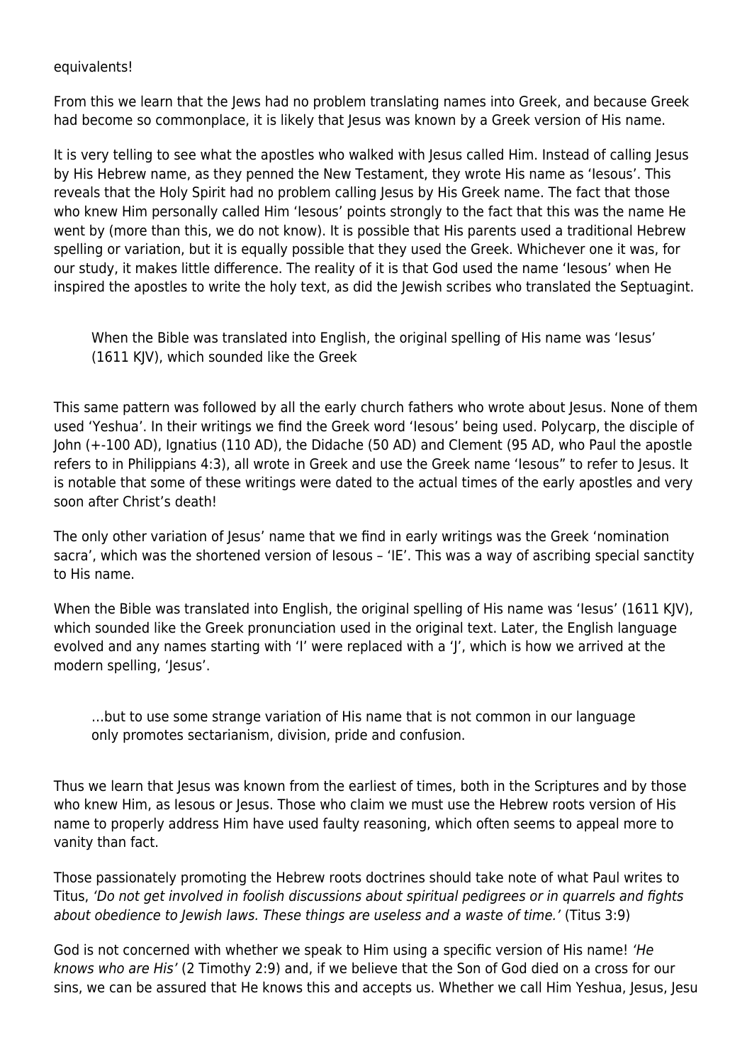equivalents!

From this we learn that the Jews had no problem translating names into Greek, and because Greek had become so commonplace, it is likely that Jesus was known by a Greek version of His name.

It is very telling to see what the apostles who walked with Jesus called Him. Instead of calling Jesus by His Hebrew name, as they penned the New Testament, they wrote His name as 'Iesous'. This reveals that the Holy Spirit had no problem calling Jesus by His Greek name. The fact that those who knew Him personally called Him 'Iesous' points strongly to the fact that this was the name He went by (more than this, we do not know). It is possible that His parents used a traditional Hebrew spelling or variation, but it is equally possible that they used the Greek. Whichever one it was, for our study, it makes little difference. The reality of it is that God used the name 'Iesous' when He inspired the apostles to write the holy text, as did the Jewish scribes who translated the Septuagint.

> When the Bible was translated into English, the original spelling of His name was 'Iesus' (1611 KJV), which sounded like the Greek

This same pattern was followed by all the early church fathers who wrote about Jesus. None of them used 'Yeshua'. In their writings we find the Greek word 'Iesous' being used. Polycarp, the disciple of John (+-100 AD), Ignatius (110 AD), the Didache (50 AD) and Clement (95 AD, who Paul the apostle refers to in Philippians 4:3), all wrote in Greek and use the Greek name 'Iesous" to refer to Jesus. It is notable that some of these writings were dated to the actual times of the early apostles and very soon after Christ's death!

The only other variation of Jesus' name that we find in early writings was the Greek 'nomination sacra', which was the shortened version of Iesous – 'IE'. This was a way of ascribing special sanctity to His name.

When the Bible was translated into English, the original spelling of His name was 'Iesus' (1611 KJV), which sounded like the Greek pronunciation used in the original text. Later, the English language evolved and any names starting with 'I' were replaced with a 'J', which is how we arrived at the modern spelling, 'Jesus'.

> …but to use some strange variation of His name that is not common in our language only promotes sectarianism, division, pride and confusion.

Thus we learn that Jesus was known from the earliest of times, both in the Scriptures and by those who knew Him, as Iesous or Jesus. Those who claim we must use the Hebrew roots version of His name to properly address Him have used faulty reasoning, which often seems to appeal more to vanity than fact.

Those passionately promoting the Hebrew roots doctrines should take note of what Paul writes to Titus, *'Do not get involved in foolish discussions about spiritual pedigrees or in quarrels and fights about obedience to Jewish laws. These things are useless and a waste of time.'* (Titus 3:9)

God is not concerned with whether we speak to Him using a specific version of His name! *'He knows who are His'* (2 Timothy 2:9) and, if we believe that the Son of God died on a cross for our sins, we can be assured that He knows this and accepts us. Whether we call Him Yeshua, Jesus, Jesu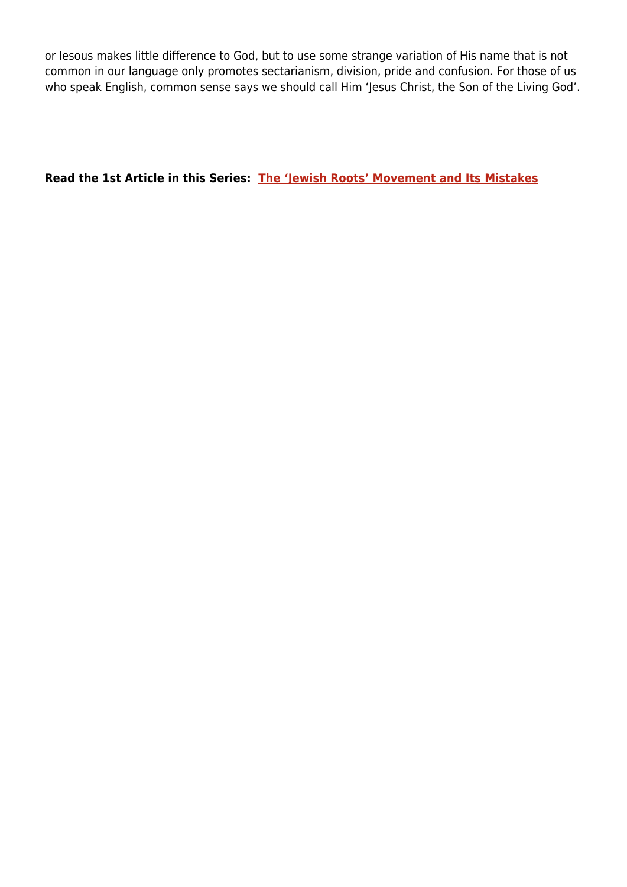or Iesous makes little difference to God, but to use some strange variation of His name that is not common in our language only promotes sectarianism, division, pride and confusion. For those of us who speak English, common sense says we should call Him 'Jesus Christ, the Son of the Living God'.

---

**Read the 1st Article in this Series: The 'Jewish Roots' Movement and Its Mistakes**